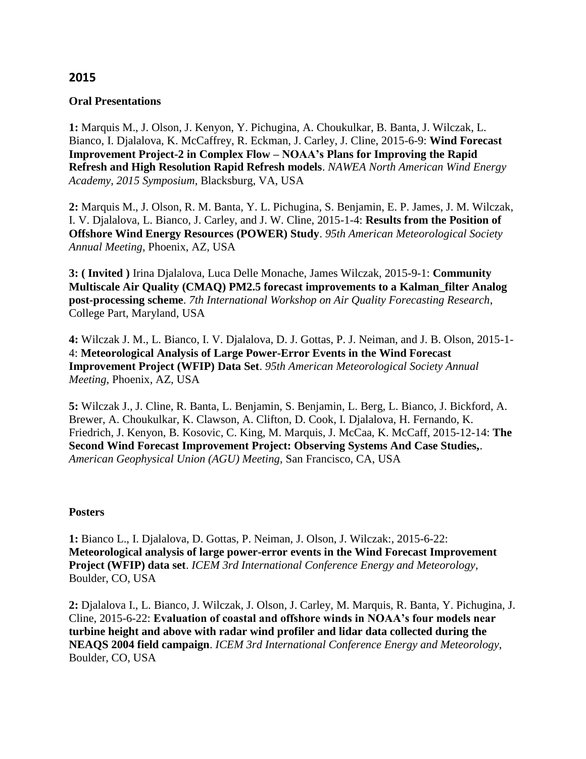## 2015

### Oral Presentations

**1:** Marquis M., J. Olson, J. Kenyon, Y. Pichugina, A. Choukulkar, B. Banta, J. Wilczak, L. Bianco, I. Djalalova, K. McCaffrey, R. Eckman, J. Carley, J. Cline, 2015-6-9: **Wind Forecast Improvement Project-2 in Complex Flow – NOAA's Plans for Improving the Rapid Refresh and High Resolution Rapid Refresh models**. *NAWEA North American Wind Energy Academy, 2015 Symposium*, Blacksburg, VA, USA

**2:** Marquis M., J. Olson, R. M. Banta, Y. L. Pichugina, S. Benjamin, E. P. James, J. M. Wilczak, I. V. Djalalova, L. Bianco, J. Carley, and J. W. Cline, 2015-1-4: **Results from the Position of Offshore Wind Energy Resources (POWER) Study**. *95th American Meteorological Society Annual Meeting*, Phoenix, AZ, USA

**3: ( Invited )** Irina Djalalova, Luca Delle Monache, James Wilczak, 2015-9-1: **Community Multiscale Air Quality (CMAQ) PM2.5 forecast improvements to a Kalman_filter Analog post-processing scheme**. *7th International Workshop on Air Quality Forecasting Research*, College Part, Maryland, USA

**4:** Wilczak J. M., L. Bianco, I. V. Djalalova, D. J. Gottas, P. J. Neiman, and J. B. Olson, 2015-1-4: **Meteorological Analysis of Large Power-Error Events in the Wind Forecast Improvement Project (WFIP) Data Set**. *95th American Meteorological Society Annual Meeting*, Phoenix, AZ, USA

**5:** Wilczak J., J. Cline, R. Banta, L. Benjamin, S. Benjamin, L. Berg, L. Bianco, J. Bickford, A. Brewer, A. Choukulkar, K. Clawson, A. Clifton, D. Cook, I. Djalalova, H. Fernando, K. Friedrich, J. Kenyon, B. Kosovic, C. King, M. Marquis, J. McCaa, K. McCaff, 2015-12-14: **The Second Wind Forecast Improvement Project: Observing Systems And Case Studies,**. *American Geophysical Union (AGU) Meeting*, San Francisco, CA, USA

### Posters

**1:** Bianco L., I. Djalalova, D. Gottas, P. Neiman, J. Olson, J. Wilczak:, 2015-6-22: **Meteorological analysis of large power-error events in the Wind Forecast Improvement Project (WFIP) data set**. *ICEM 3rd International Conference Energy and Meteorology*, Boulder, CO, USA

**2:** Djalalova I., L. Bianco, J. Wilczak, J. Olson, J. Carley, M. Marquis, R. Banta, Y. Pichugina, J. Cline, 2015-6-22: **Evaluation of coastal and offshore winds in NOAA's four models near turbine height and above with radar wind profiler and lidar data collected during the NEAQS 2004 field campaign**. *ICEM 3rd International Conference Energy and Meteorology*, Boulder, CO, USA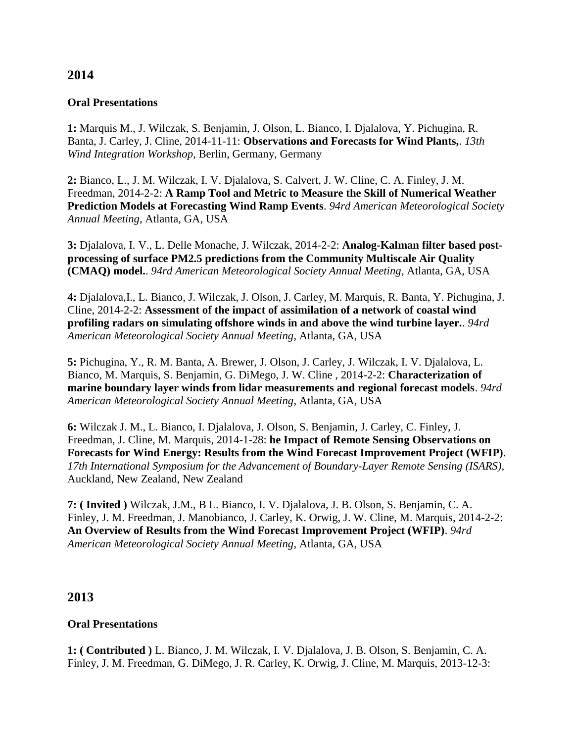## 2014

### Oral Presentations

**1:** Marquis M., J. Wilczak, S. Benjamin, J. Olson, L. Bianco, I. Djalalova, Y. Pichugina, R. Banta, J. Carley, J. Cline, 2014-11-11: **Observations and Forecasts for Wind Plants,**. *13th Wind Integration Workshop*, Berlin, Germany, Germany

**2:** Bianco, L., J. M. Wilczak, I. V. Djalalova, S. Calvert, J. W. Cline, C. A. Finley, J. M. Freedman, 2014-2-2: **A Ramp Tool and Metric to Measure the Skill of Numerical Weather Prediction Models at Forecasting Wind Ramp Events**. *94rd American Meteorological Society Annual Meeting*, Atlanta, GA, USA

**3:** Djalalova, I. V., L. Delle Monache, J. Wilczak, 2014-2-2: **Analog-Kalman filter based post-processing of surface PM2.5 predictions from the Community Multiscale Air Quality (CMAQ) model.**. *94rd American Meteorological Society Annual Meeting*, Atlanta, GA, USA

**4:** Djalalova,I., L. Bianco, J. Wilczak, J. Olson, J. Carley, M. Marquis, R. Banta, Y. Pichugina, J. Cline, 2014-2-2: **Assessment of the impact of assimilation of a network of coastal wind profiling radars on simulating offshore winds in and above the wind turbine layer.**. *94rd American Meteorological Society Annual Meeting*, Atlanta, GA, USA

**5:** Pichugina, Y., R. M. Banta, A. Brewer, J. Olson, J. Carley, J. Wilczak, I. V. Djalalova, L. Bianco, M. Marquis, S. Benjamin, G. DiMego, J. W. Cline , 2014-2-2: **Characterization of marine boundary layer winds from lidar measurements and regional forecast models**. *94rd American Meteorological Society Annual Meeting*, Atlanta, GA, USA

**6:** Wilczak J. M., L. Bianco, I. Djalalova, J. Olson, S. Benjamin, J. Carley, C. Finley, J. Freedman, J. Cline, M. Marquis, 2014-1-28: **he Impact of Remote Sensing Observations on Forecasts for Wind Energy: Results from the Wind Forecast Improvement Project (WFIP)**. *17th International Symposium for the Advancement of Boundary-Layer Remote Sensing (ISARS)*, Auckland, New Zealand, New Zealand

**7: ( Invited )** Wilczak, J.M., B L. Bianco, I. V. Djalalova, J. B. Olson, S. Benjamin, C. A. Finley, J. M. Freedman, J. Manobianco, J. Carley, K. Orwig, J. W. Cline, M. Marquis, 2014-2-2: **An Overview of Results from the Wind Forecast Improvement Project (WFIP)**. *94rd American Meteorological Society Annual Meeting*, Atlanta, GA, USA

## 2013

### Oral Presentations

**1: ( Contributed )** L. Bianco, J. M. Wilczak, I. V. Djalalova, J. B. Olson, S. Benjamin, C. A. Finley, J. M. Freedman, G. DiMego, J. R. Carley, K. Orwig, J. Cline, M. Marquis, 2013-12-3: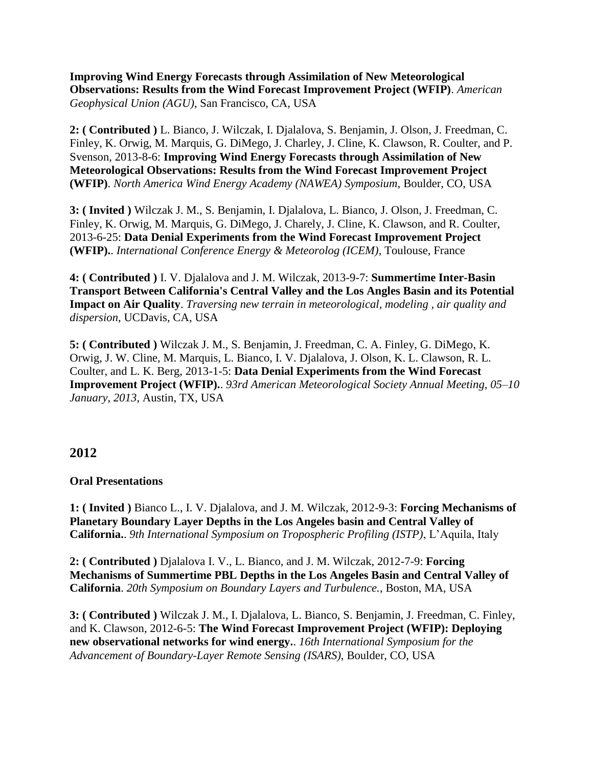**Improving Wind Energy Forecasts through Assimilation of New Meteorological Observations: Results from the Wind Forecast Improvement Project (WFIP)**. *American Geophysical Union (AGU)*, San Francisco, CA, USA

**2: ( Contributed )** L. Bianco, J. Wilczak, I. Djalalova, S. Benjamin, J. Olson, J. Freedman, C. Finley, K. Orwig, M. Marquis, G. DiMego, J. Charley, J. Cline, K. Clawson, R. Coulter, and P. Svenson, 2013-8-6: **Improving Wind Energy Forecasts through Assimilation of New Meteorological Observations: Results from the Wind Forecast Improvement Project (WFIP)**. *North America Wind Energy Academy (NAWEA) Symposium*, Boulder, CO, USA

**3: ( Invited )** Wilczak J. M., S. Benjamin, I. Djalalova, L. Bianco, J. Olson, J. Freedman, C. Finley, K. Orwig, M. Marquis, G. DiMego, J. Charely, J. Cline, K. Clawson, and R. Coulter, 2013-6-25: **Data Denial Experiments from the Wind Forecast Improvement Project (WFIP).**. *International Conference Energy & Meteorolog (ICEM)*, Toulouse, France

**4: ( Contributed )** I. V. Djalalova and J. M. Wilczak, 2013-9-7: **Summertime Inter-Basin Transport Between California's Central Valley and the Los Angles Basin and its Potential Impact on Air Quality**. *Traversing new terrain in meteorological, modeling , air quality and dispersion*, UCDavis, CA, USA

**5: ( Contributed )** Wilczak J. M., S. Benjamin, J. Freedman, C. A. Finley, G. DiMego, K. Orwig, J. W. Cline, M. Marquis, L. Bianco, I. V. Djalalova, J. Olson, K. L. Clawson, R. L. Coulter, and L. K. Berg, 2013-1-5: **Data Denial Experiments from the Wind Forecast Improvement Project (WFIP).**. *93rd American Meteorological Society Annual Meeting, 05–10 January, 2013*, Austin, TX, USA

## 2012

### Oral Presentations

**1: ( Invited )** Bianco L., I. V. Djalalova, and J. M. Wilczak, 2012-9-3: **Forcing Mechanisms of Planetary Boundary Layer Depths in the Los Angeles basin and Central Valley of California.**. *9th International Symposium on Tropospheric Profiling (ISTP)*, L'Aquila, Italy

**2: ( Contributed )** Djalalova I. V., L. Bianco, and J. M. Wilczak, 2012-7-9: **Forcing Mechanisms of Summertime PBL Depths in the Los Angeles Basin and Central Valley of California**. *20th Symposium on Boundary Layers and Turbulence.*, Boston, MA, USA

**3: ( Contributed )** Wilczak J. M., I. Djalalova, L. Bianco, S. Benjamin, J. Freedman, C. Finley, and K. Clawson, 2012-6-5: **The Wind Forecast Improvement Project (WFIP): Deploying new observational networks for wind energy.**. *16th International Symposium for the Advancement of Boundary-Layer Remote Sensing (ISARS)*, Boulder, CO, USA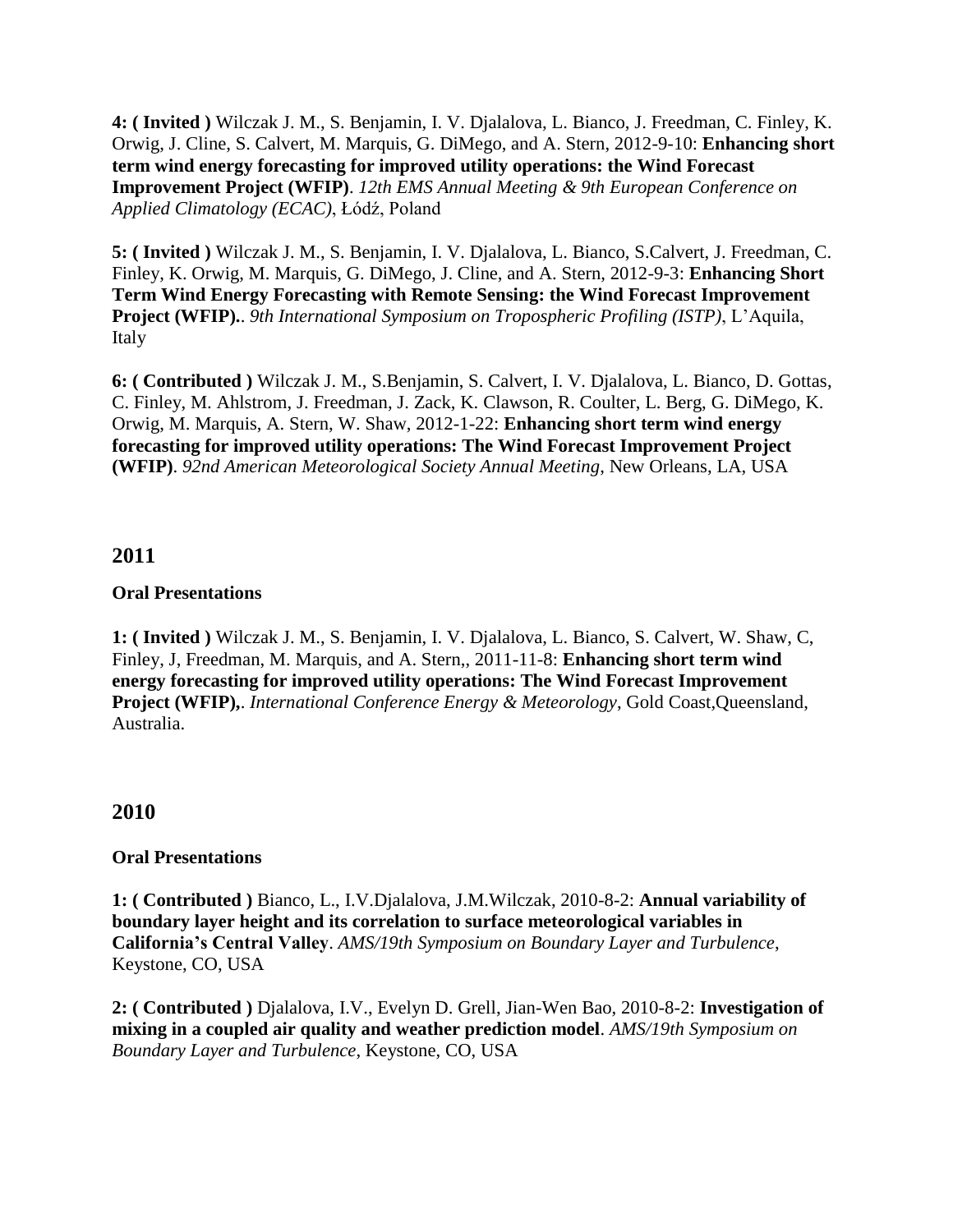**4: ( Invited )** Wilczak J. M., S. Benjamin, I. V. Djalalova, L. Bianco, J. Freedman, C. Finley, K. Orwig, J. Cline, S. Calvert, M. Marquis, G. DiMego, and A. Stern, 2012-9-10: **Enhancing short term wind energy forecasting for improved utility operations: the Wind Forecast Improvement Project (WFIP)**. *12th EMS Annual Meeting & 9th European Conference on Applied Climatology (ECAC)*, Łódź, Poland

**5: ( Invited )** Wilczak J. M., S. Benjamin, I. V. Djalalova, L. Bianco, S.Calvert, J. Freedman, C. Finley, K. Orwig, M. Marquis, G. DiMego, J. Cline, and A. Stern, 2012-9-3: **Enhancing Short Term Wind Energy Forecasting with Remote Sensing: the Wind Forecast Improvement Project (WFIP).**. *9th International Symposium on Tropospheric Profiling (ISTP)*, L'Aquila, Italy

**6: ( Contributed )** Wilczak J. M., S.Benjamin, S. Calvert, I. V. Djalalova, L. Bianco, D. Gottas, C. Finley, M. Ahlstrom, J. Freedman, J. Zack, K. Clawson, R. Coulter, L. Berg, G. DiMego, K. Orwig, M. Marquis, A. Stern, W. Shaw, 2012-1-22: **Enhancing short term wind energy forecasting for improved utility operations: The Wind Forecast Improvement Project (WFIP)**. *92nd American Meteorological Society Annual Meeting*, New Orleans, LA, USA

## 2011

**Oral Presentations**

**1: ( Invited )** Wilczak J. M., S. Benjamin, I. V. Djalalova, L. Bianco, S. Calvert, W. Shaw, C, Finley, J, Freedman, M. Marquis, and A. Stern,, 2011-11-8: **Enhancing short term wind energy forecasting for improved utility operations: The Wind Forecast Improvement Project (WFIP),**. *International Conference Energy & Meteorology*, Gold Coast,Queensland, Australia.

## 2010

**Oral Presentations**

**1: ( Contributed )** Bianco, L., I.V.Djalalova, J.M.Wilczak, 2010-8-2: **Annual variability of boundary layer height and its correlation to surface meteorological variables in California's Central Valley**. *AMS/19th Symposium on Boundary Layer and Turbulence*, Keystone, CO, USA

**2: ( Contributed )** Djalalova, I.V., Evelyn D. Grell, Jian-Wen Bao, 2010-8-2: **Investigation of mixing in a coupled air quality and weather prediction model**. *AMS/19th Symposium on Boundary Layer and Turbulence*, Keystone, CO, USA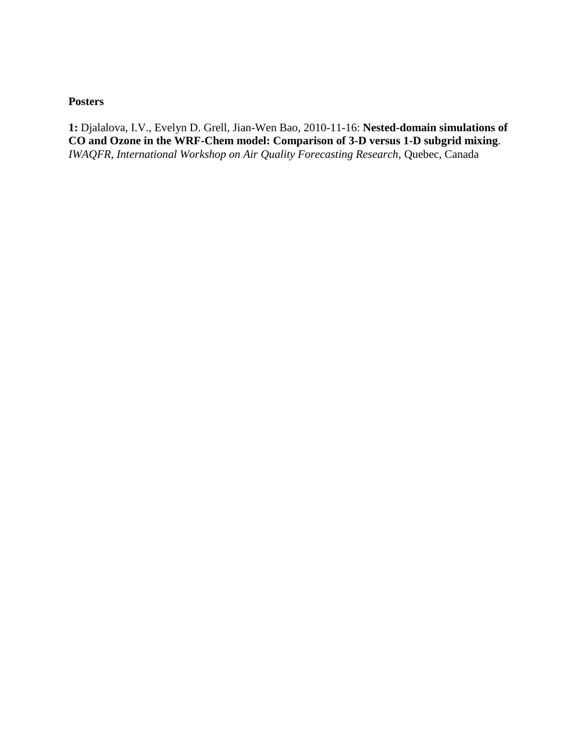**Posters**

**1:** Djalalova, I.V., Evelyn D. Grell, Jian-Wen Bao, 2010-11-16: **Nested-domain simulations of CO and Ozone in the WRF-Chem model: Comparison of 3-D versus 1-D subgrid mixing**. *IWAQFR, International Workshop on Air Quality Forecasting Research*, Quebec, Canada